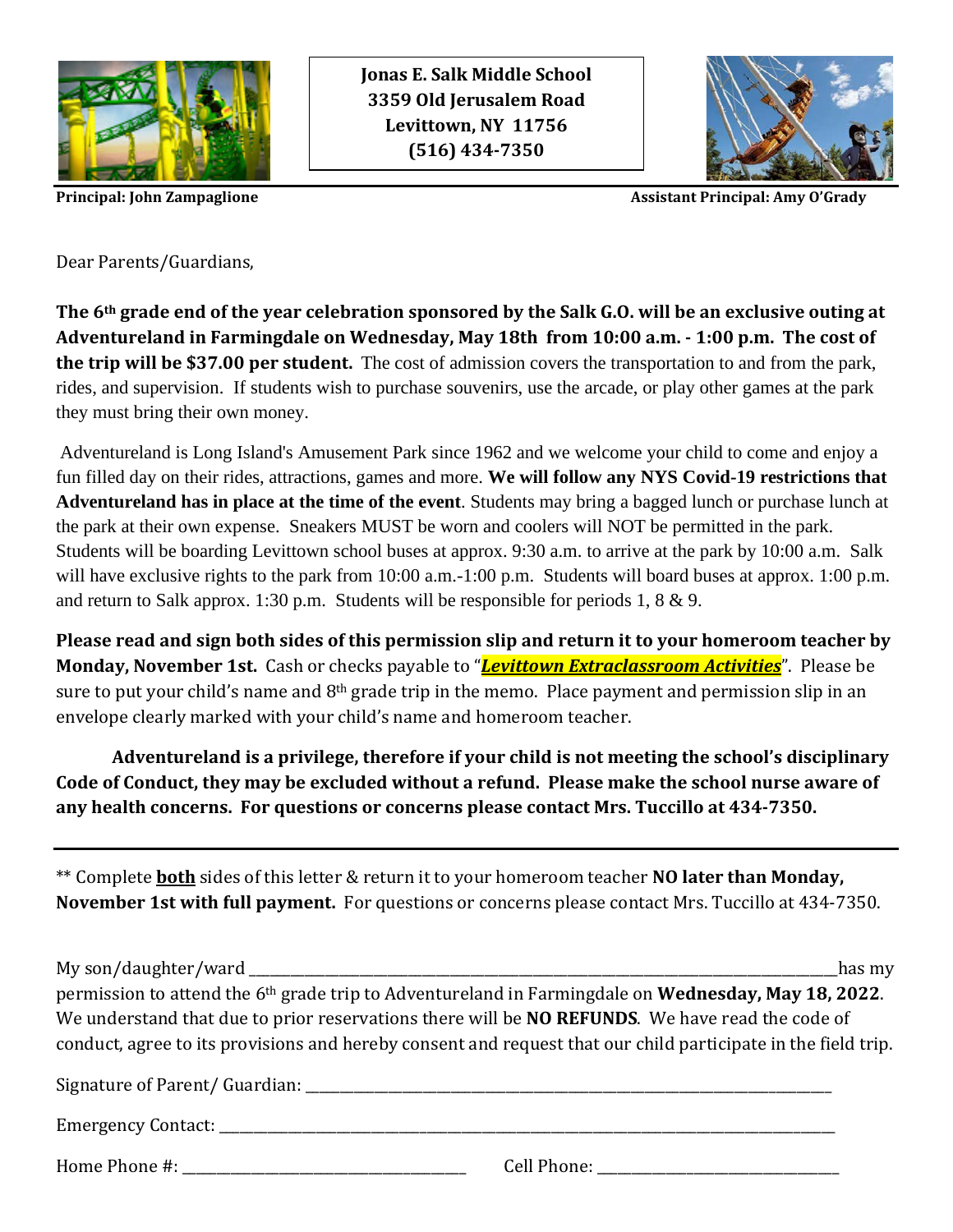**Jonas E. Salk Middle School**
**3359 Old Jerusalem Road**
**Levittown, NY 11756**
**(516) 434-7350**

**Principal: John Zampaglione** **Assistant Principal: Amy O'Grady**

Dear Parents/Guardians,

**The 6th grade end of the year celebration sponsored by the Salk G.O. will be an exclusive outing at Adventureland in Farmingdale on Wednesday, May 18th from 10:00 a.m. - 1:00 p.m. The cost of the trip will be $37.00 per student.** The cost of admission covers the transportation to and from the park, rides, and supervision. If students wish to purchase souvenirs, use the arcade, or play other games at the park they must bring their own money.

Adventureland is Long Island's Amusement Park since 1962 and we welcome your child to come and enjoy a fun filled day on their rides, attractions, games and more. **We will follow any NYS Covid-19 restrictions that Adventureland has in place at the time of the event**. Students may bring a bagged lunch or purchase lunch at the park at their own expense. Sneakers MUST be worn and coolers will NOT be permitted in the park. Students will be boarding Levittown school buses at approx. 9:30 a.m. to arrive at the park by 10:00 a.m. Salk will have exclusive rights to the park from 10:00 a.m.-1:00 p.m. Students will board buses at approx. 1:00 p.m. and return to Salk approx. 1:30 p.m. Students will be responsible for periods 1, 8 & 9.

**Please read and sign both sides of this permission slip and return it to your homeroom teacher by Monday, November 1st.** Cash or checks payable to "***Levittown Extraclassroom Activities***". Please be sure to put your child's name and 8th grade trip in the memo. Place payment and permission slip in an envelope clearly marked with your child's name and homeroom teacher.

**Adventureland is a privilege, therefore if your child is not meeting the school's disciplinary Code of Conduct, they may be excluded without a refund. Please make the school nurse aware of any health concerns. For questions or concerns please contact Mrs. Tuccillo at 434-7350.**

---

** Complete **both** sides of this letter & return it to your homeroom teacher **NO later than Monday, November 1st with full payment.** For questions or concerns please contact Mrs. Tuccillo at 434-7350.

My son/daughter/ward \_\_\_\_\_\_\_\_\_\_\_\_\_\_\_\_\_\_\_\_\_\_\_\_\_\_\_\_\_\_\_\_\_\_\_\_\_\_\_\_\_\_\_\_\_\_\_\_has my permission to attend the 6th grade trip to Adventureland in Farmingdale on **Wednesday, May 18, 2022**. We understand that due to prior reservations there will be **NO REFUNDS**. We have read the code of conduct, agree to its provisions and hereby consent and request that our child participate in the field trip.

Signature of Parent/ Guardian: \_\_\_\_\_\_\_\_\_\_\_\_\_\_\_\_\_\_\_\_\_\_\_\_\_\_\_\_\_\_\_\_\_\_\_\_\_\_\_\_

Emergency Contact: \_\_\_\_\_\_\_\_\_\_\_\_\_\_\_\_\_\_\_\_\_\_\_\_\_\_\_\_\_\_\_\_\_\_\_\_\_\_\_\_\_\_\_\_\_\_\_\_

Home Phone #: \_\_\_\_\_\_\_\_\_\_\_\_\_\_\_\_\_\_\_\_\_\_\_\_ Cell Phone: \_\_\_\_\_\_\_\_\_\_\_\_\_\_\_\_\_\_\_\_\_\_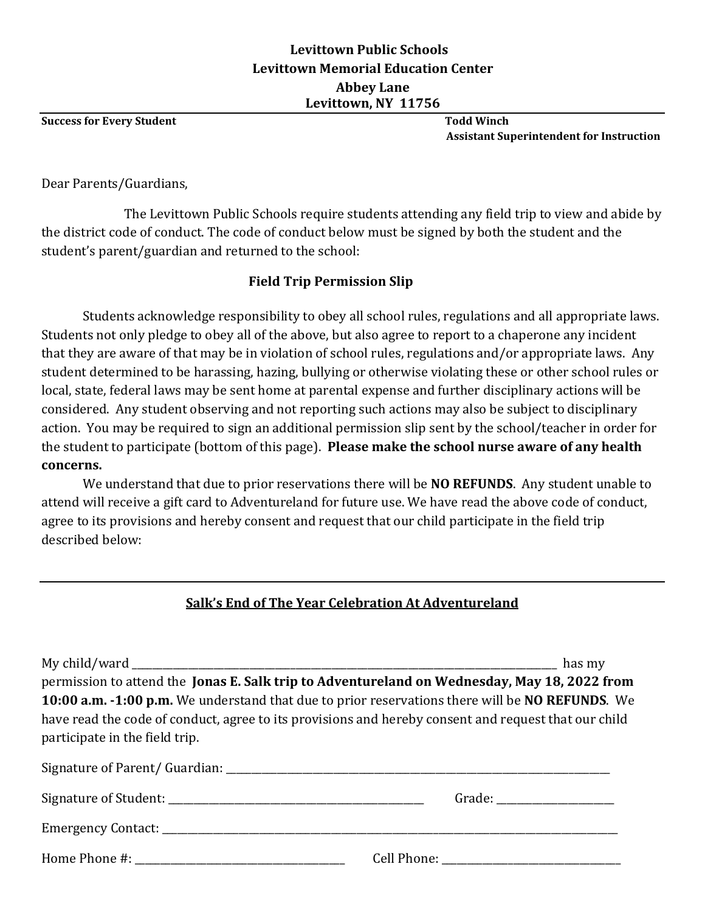**Levittown Public Schools**
**Levittown Memorial Education Center**
**Abbey Lane**
**Levittown, NY 11756**

**Success for Every Student**

**Todd Winch**
**Assistant Superintendent for Instruction**

Dear Parents/Guardians,

The Levittown Public Schools require students attending any field trip to view and abide by the district code of conduct. The code of conduct below must be signed by both the student and the student's parent/guardian and returned to the school:

## Field Trip Permission Slip

Students acknowledge responsibility to obey all school rules, regulations and all appropriate laws. Students not only pledge to obey all of the above, but also agree to report to a chaperone any incident that they are aware of that may be in violation of school rules, regulations and/or appropriate laws. Any student determined to be harassing, hazing, bullying or otherwise violating these or other school rules or local, state, federal laws may be sent home at parental expense and further disciplinary actions will be considered. Any student observing and not reporting such actions may also be subject to disciplinary action. You may be required to sign an additional permission slip sent by the school/teacher in order for the student to participate (bottom of this page). **Please make the school nurse aware of any health concerns.**

We understand that due to prior reservations there will be **NO REFUNDS**. Any student unable to attend will receive a gift card to Adventureland for future use. We have read the above code of conduct, agree to its provisions and hereby consent and request that our child participate in the field trip described below:

---

## Salk's End of The Year Celebration At Adventureland

My child/ward ______________________________________________ has my permission to attend the **Jonas E. Salk trip to Adventureland on Wednesday, May 18, 2022 from 10:00 a.m. -1:00 p.m.** We understand that due to prior reservations there will be **NO REFUNDS**. We have read the code of conduct, agree to its provisions and hereby consent and request that our child participate in the field trip.

Signature of Parent/ Guardian: ______________________________________________

Signature of Student: ______________________________ Grade: ______________

Emergency Contact: ______________________________________________________

Home Phone #: ________________________ Cell Phone: ____________________